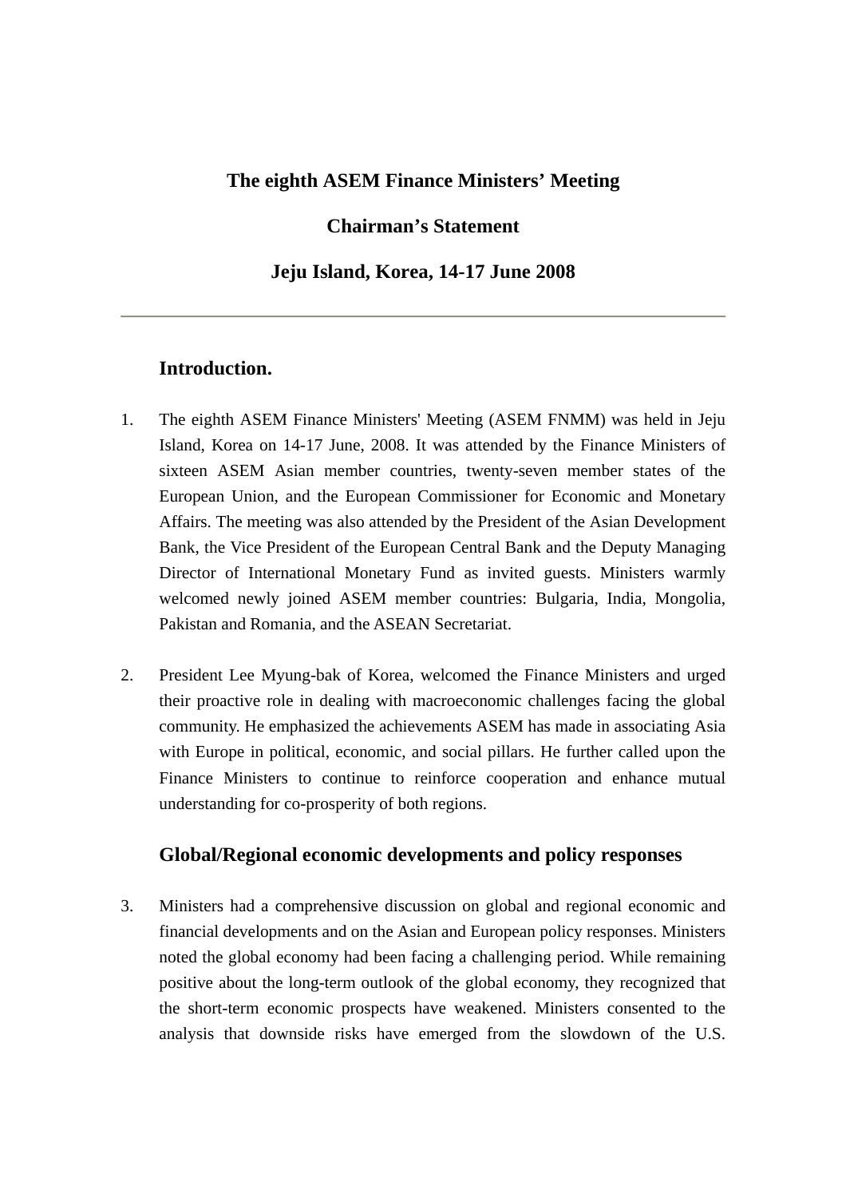# The eighth ASEM Finance Ministers' Meeting

## Chairman's Statement

## Jeju Island, Korea, 14-17 June 2008

---

### Introduction.

1. The eighth ASEM Finance Ministers' Meeting (ASEM FNMM) was held in Jeju Island, Korea on 14-17 June, 2008. It was attended by the Finance Ministers of sixteen ASEM Asian member countries, twenty-seven member states of the European Union, and the European Commissioner for Economic and Monetary Affairs. The meeting was also attended by the President of the Asian Development Bank, the Vice President of the European Central Bank and the Deputy Managing Director of International Monetary Fund as invited guests. Ministers warmly welcomed newly joined ASEM member countries: Bulgaria, India, Mongolia, Pakistan and Romania, and the ASEAN Secretariat.

2. President Lee Myung-bak of Korea, welcomed the Finance Ministers and urged their proactive role in dealing with macroeconomic challenges facing the global community. He emphasized the achievements ASEM has made in associating Asia with Europe in political, economic, and social pillars. He further called upon the Finance Ministers to continue to reinforce cooperation and enhance mutual understanding for co-prosperity of both regions.

### Global/Regional economic developments and policy responses

3. Ministers had a comprehensive discussion on global and regional economic and financial developments and on the Asian and European policy responses. Ministers noted the global economy had been facing a challenging period. While remaining positive about the long-term outlook of the global economy, they recognized that the short-term economic prospects have weakened. Ministers consented to the analysis that downside risks have emerged from the slowdown of the U.S.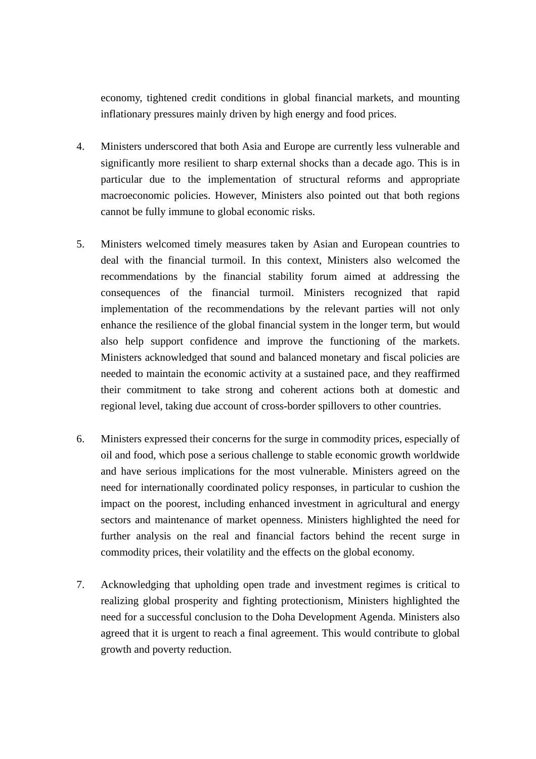economy, tightened credit conditions in global financial markets, and mounting inflationary pressures mainly driven by high energy and food prices.

4. Ministers underscored that both Asia and Europe are currently less vulnerable and significantly more resilient to sharp external shocks than a decade ago. This is in particular due to the implementation of structural reforms and appropriate macroeconomic policies. However, Ministers also pointed out that both regions cannot be fully immune to global economic risks.

5. Ministers welcomed timely measures taken by Asian and European countries to deal with the financial turmoil. In this context, Ministers also welcomed the recommendations by the financial stability forum aimed at addressing the consequences of the financial turmoil. Ministers recognized that rapid implementation of the recommendations by the relevant parties will not only enhance the resilience of the global financial system in the longer term, but would also help support confidence and improve the functioning of the markets. Ministers acknowledged that sound and balanced monetary and fiscal policies are needed to maintain the economic activity at a sustained pace, and they reaffirmed their commitment to take strong and coherent actions both at domestic and regional level, taking due account of cross-border spillovers to other countries.

6. Ministers expressed their concerns for the surge in commodity prices, especially of oil and food, which pose a serious challenge to stable economic growth worldwide and have serious implications for the most vulnerable. Ministers agreed on the need for internationally coordinated policy responses, in particular to cushion the impact on the poorest, including enhanced investment in agricultural and energy sectors and maintenance of market openness. Ministers highlighted the need for further analysis on the real and financial factors behind the recent surge in commodity prices, their volatility and the effects on the global economy.

7. Acknowledging that upholding open trade and investment regimes is critical to realizing global prosperity and fighting protectionism, Ministers highlighted the need for a successful conclusion to the Doha Development Agenda. Ministers also agreed that it is urgent to reach a final agreement. This would contribute to global growth and poverty reduction.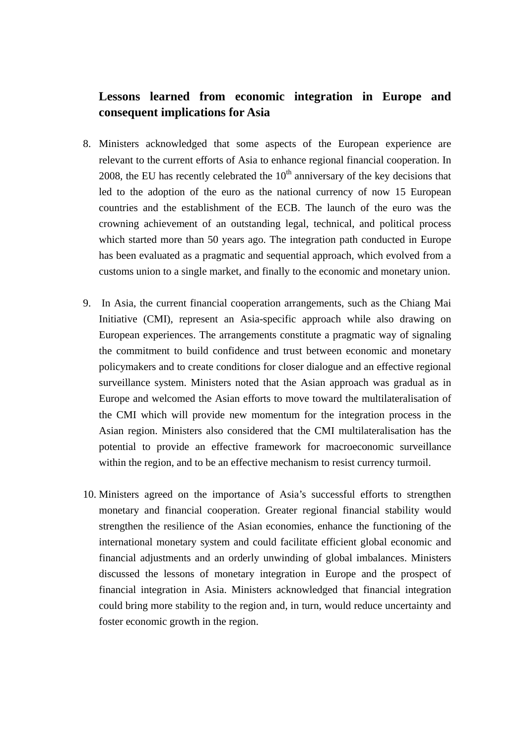### Lessons learned from economic integration in Europe and consequent implications for Asia

8. Ministers acknowledged that some aspects of the European experience are relevant to the current efforts of Asia to enhance regional financial cooperation. In 2008, the EU has recently celebrated the 10th anniversary of the key decisions that led to the adoption of the euro as the national currency of now 15 European countries and the establishment of the ECB. The launch of the euro was the crowning achievement of an outstanding legal, technical, and political process which started more than 50 years ago. The integration path conducted in Europe has been evaluated as a pragmatic and sequential approach, which evolved from a customs union to a single market, and finally to the economic and monetary union.

9. In Asia, the current financial cooperation arrangements, such as the Chiang Mai Initiative (CMI), represent an Asia-specific approach while also drawing on European experiences. The arrangements constitute a pragmatic way of signaling the commitment to build confidence and trust between economic and monetary policymakers and to create conditions for closer dialogue and an effective regional surveillance system. Ministers noted that the Asian approach was gradual as in Europe and welcomed the Asian efforts to move toward the multilateralisation of the CMI which will provide new momentum for the integration process in the Asian region. Ministers also considered that the CMI multilateralisation has the potential to provide an effective framework for macroeconomic surveillance within the region, and to be an effective mechanism to resist currency turmoil.

10. Ministers agreed on the importance of Asia's successful efforts to strengthen monetary and financial cooperation. Greater regional financial stability would strengthen the resilience of the Asian economies, enhance the functioning of the international monetary system and could facilitate efficient global economic and financial adjustments and an orderly unwinding of global imbalances. Ministers discussed the lessons of monetary integration in Europe and the prospect of financial integration in Asia. Ministers acknowledged that financial integration could bring more stability to the region and, in turn, would reduce uncertainty and foster economic growth in the region.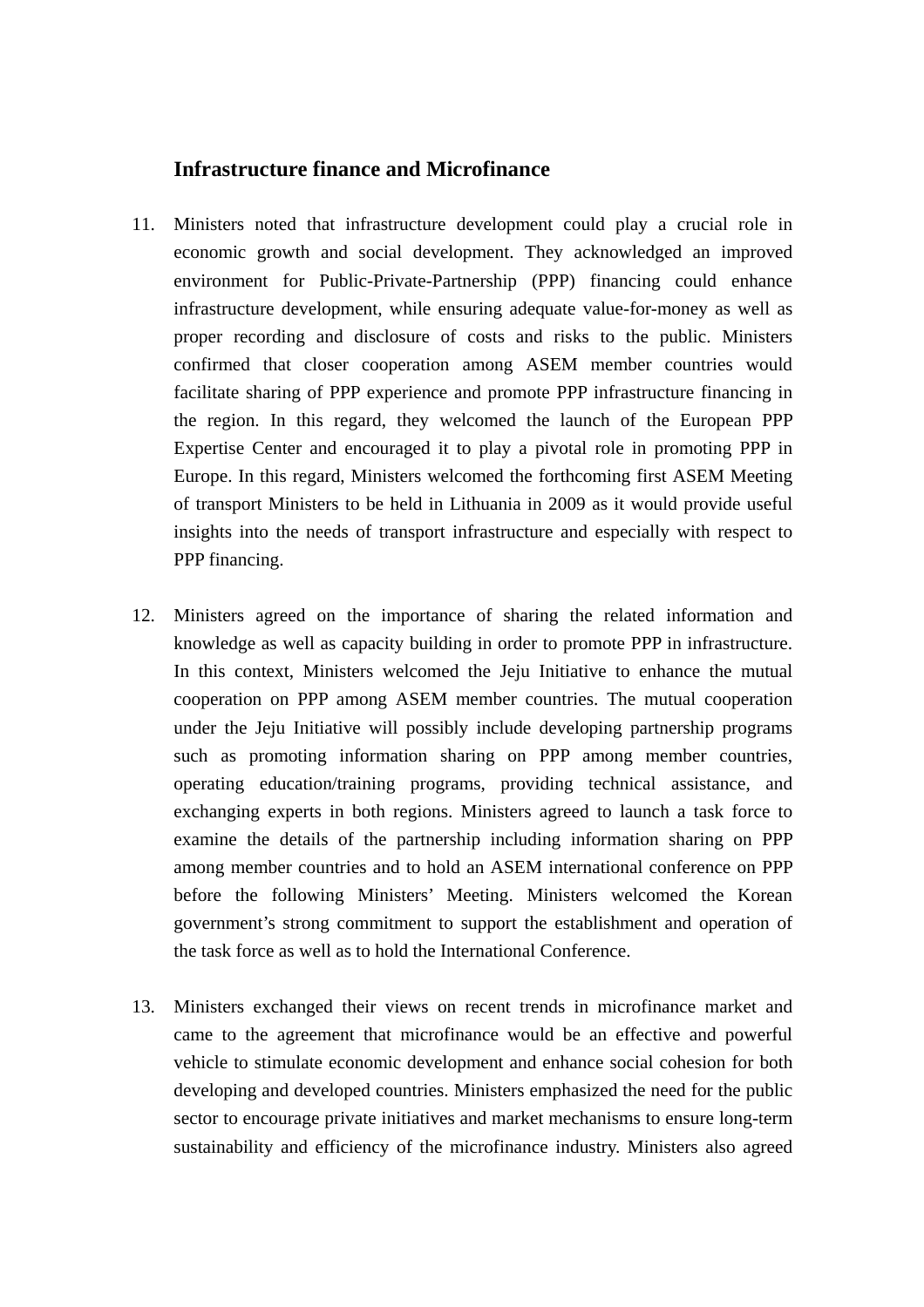## Infrastructure finance and Microfinance

11. Ministers noted that infrastructure development could play a crucial role in economic growth and social development. They acknowledged an improved environment for Public-Private-Partnership (PPP) financing could enhance infrastructure development, while ensuring adequate value-for-money as well as proper recording and disclosure of costs and risks to the public. Ministers confirmed that closer cooperation among ASEM member countries would facilitate sharing of PPP experience and promote PPP infrastructure financing in the region. In this regard, they welcomed the launch of the European PPP Expertise Center and encouraged it to play a pivotal role in promoting PPP in Europe. In this regard, Ministers welcomed the forthcoming first ASEM Meeting of transport Ministers to be held in Lithuania in 2009 as it would provide useful insights into the needs of transport infrastructure and especially with respect to PPP financing.

12. Ministers agreed on the importance of sharing the related information and knowledge as well as capacity building in order to promote PPP in infrastructure. In this context, Ministers welcomed the Jeju Initiative to enhance the mutual cooperation on PPP among ASEM member countries. The mutual cooperation under the Jeju Initiative will possibly include developing partnership programs such as promoting information sharing on PPP among member countries, operating education/training programs, providing technical assistance, and exchanging experts in both regions. Ministers agreed to launch a task force to examine the details of the partnership including information sharing on PPP among member countries and to hold an ASEM international conference on PPP before the following Ministers' Meeting. Ministers welcomed the Korean government's strong commitment to support the establishment and operation of the task force as well as to hold the International Conference.

13. Ministers exchanged their views on recent trends in microfinance market and came to the agreement that microfinance would be an effective and powerful vehicle to stimulate economic development and enhance social cohesion for both developing and developed countries. Ministers emphasized the need for the public sector to encourage private initiatives and market mechanisms to ensure long-term sustainability and efficiency of the microfinance industry. Ministers also agreed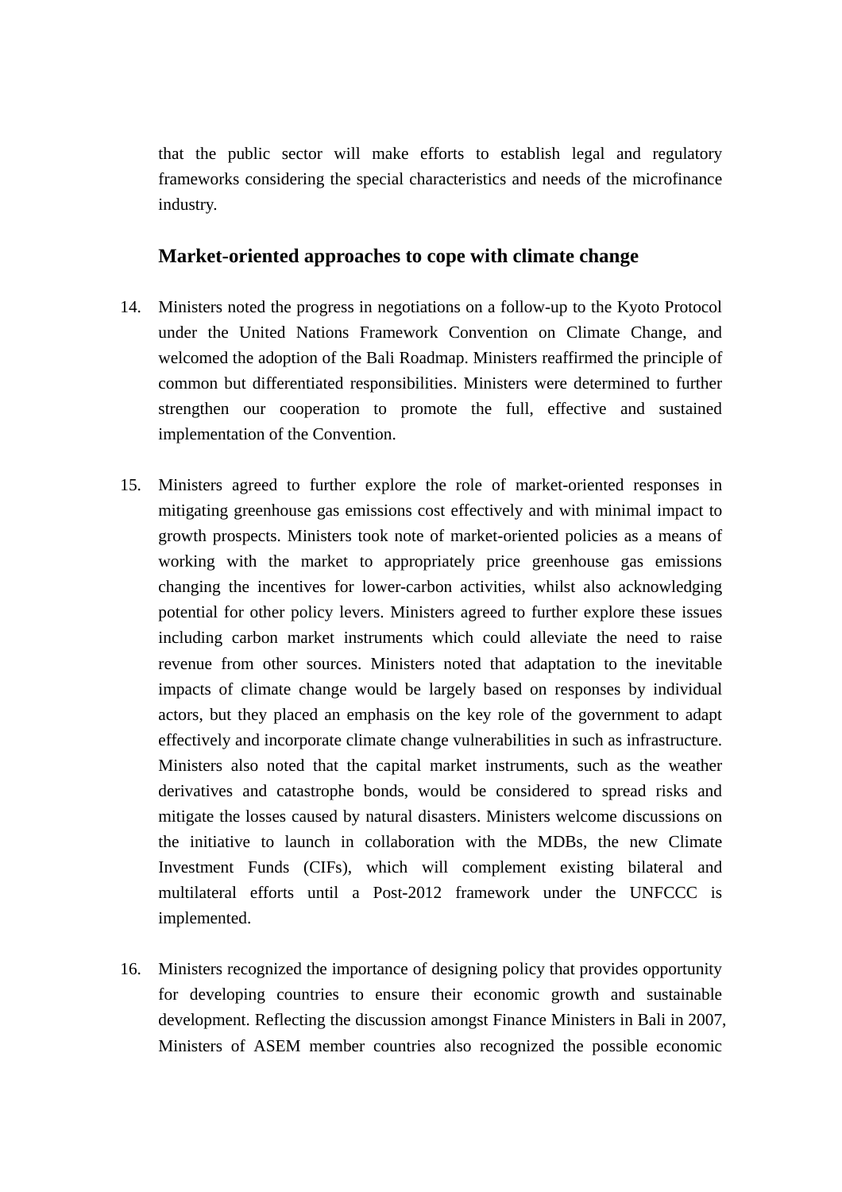that the public sector will make efforts to establish legal and regulatory frameworks considering the special characteristics and needs of the microfinance industry.

### Market-oriented approaches to cope with climate change

14. Ministers noted the progress in negotiations on a follow-up to the Kyoto Protocol under the United Nations Framework Convention on Climate Change, and welcomed the adoption of the Bali Roadmap. Ministers reaffirmed the principle of common but differentiated responsibilities. Ministers were determined to further strengthen our cooperation to promote the full, effective and sustained implementation of the Convention.

15. Ministers agreed to further explore the role of market-oriented responses in mitigating greenhouse gas emissions cost effectively and with minimal impact to growth prospects. Ministers took note of market-oriented policies as a means of working with the market to appropriately price greenhouse gas emissions changing the incentives for lower-carbon activities, whilst also acknowledging potential for other policy levers. Ministers agreed to further explore these issues including carbon market instruments which could alleviate the need to raise revenue from other sources. Ministers noted that adaptation to the inevitable impacts of climate change would be largely based on responses by individual actors, but they placed an emphasis on the key role of the government to adapt effectively and incorporate climate change vulnerabilities in such as infrastructure. Ministers also noted that the capital market instruments, such as the weather derivatives and catastrophe bonds, would be considered to spread risks and mitigate the losses caused by natural disasters. Ministers welcome discussions on the initiative to launch in collaboration with the MDBs, the new Climate Investment Funds (CIFs), which will complement existing bilateral and multilateral efforts until a Post-2012 framework under the UNFCCC is implemented.

16. Ministers recognized the importance of designing policy that provides opportunity for developing countries to ensure their economic growth and sustainable development. Reflecting the discussion amongst Finance Ministers in Bali in 2007, Ministers of ASEM member countries also recognized the possible economic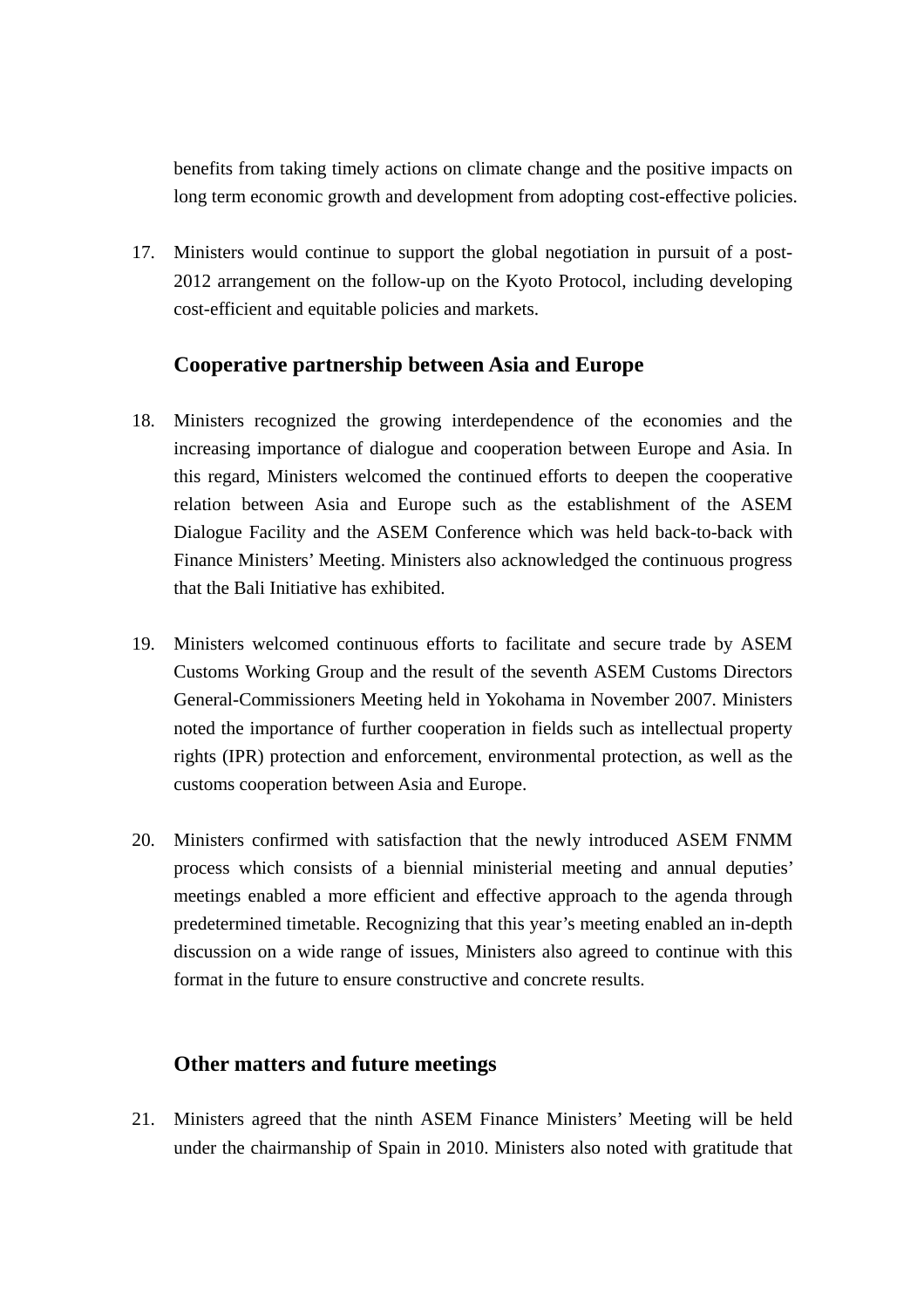benefits from taking timely actions on climate change and the positive impacts on long term economic growth and development from adopting cost-effective policies.

17. Ministers would continue to support the global negotiation in pursuit of a post-2012 arrangement on the follow-up on the Kyoto Protocol, including developing cost-efficient and equitable policies and markets.

## Cooperative partnership between Asia and Europe

18. Ministers recognized the growing interdependence of the economies and the increasing importance of dialogue and cooperation between Europe and Asia. In this regard, Ministers welcomed the continued efforts to deepen the cooperative relation between Asia and Europe such as the establishment of the ASEM Dialogue Facility and the ASEM Conference which was held back-to-back with Finance Ministers' Meeting. Ministers also acknowledged the continuous progress that the Bali Initiative has exhibited.

19. Ministers welcomed continuous efforts to facilitate and secure trade by ASEM Customs Working Group and the result of the seventh ASEM Customs Directors General-Commissioners Meeting held in Yokohama in November 2007. Ministers noted the importance of further cooperation in fields such as intellectual property rights (IPR) protection and enforcement, environmental protection, as well as the customs cooperation between Asia and Europe.

20. Ministers confirmed with satisfaction that the newly introduced ASEM FNMM process which consists of a biennial ministerial meeting and annual deputies' meetings enabled a more efficient and effective approach to the agenda through predetermined timetable. Recognizing that this year's meeting enabled an in-depth discussion on a wide range of issues, Ministers also agreed to continue with this format in the future to ensure constructive and concrete results.

## Other matters and future meetings

21. Ministers agreed that the ninth ASEM Finance Ministers' Meeting will be held under the chairmanship of Spain in 2010. Ministers also noted with gratitude that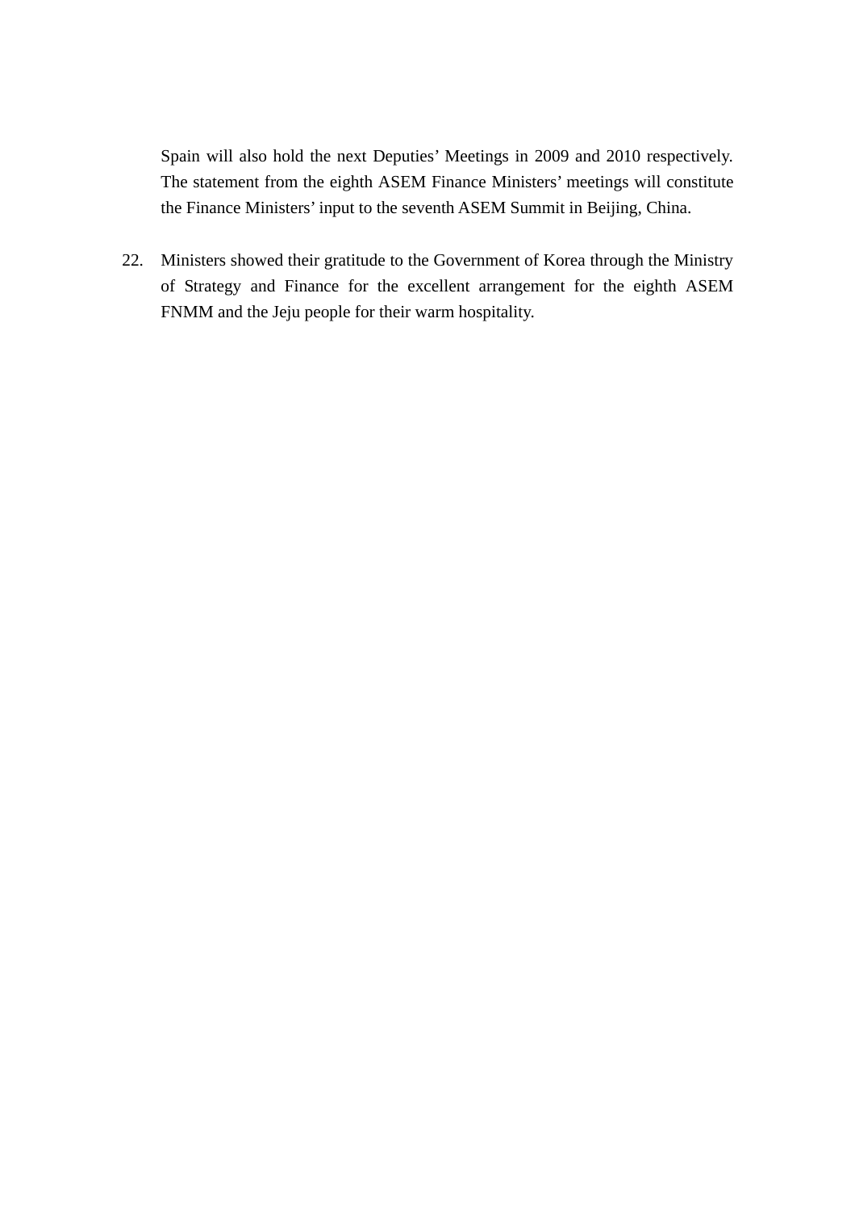Spain will also hold the next Deputies' Meetings in 2009 and 2010 respectively. The statement from the eighth ASEM Finance Ministers' meetings will constitute the Finance Ministers' input to the seventh ASEM Summit in Beijing, China.

22. Ministers showed their gratitude to the Government of Korea through the Ministry of Strategy and Finance for the excellent arrangement for the eighth ASEM FNMM and the Jeju people for their warm hospitality.